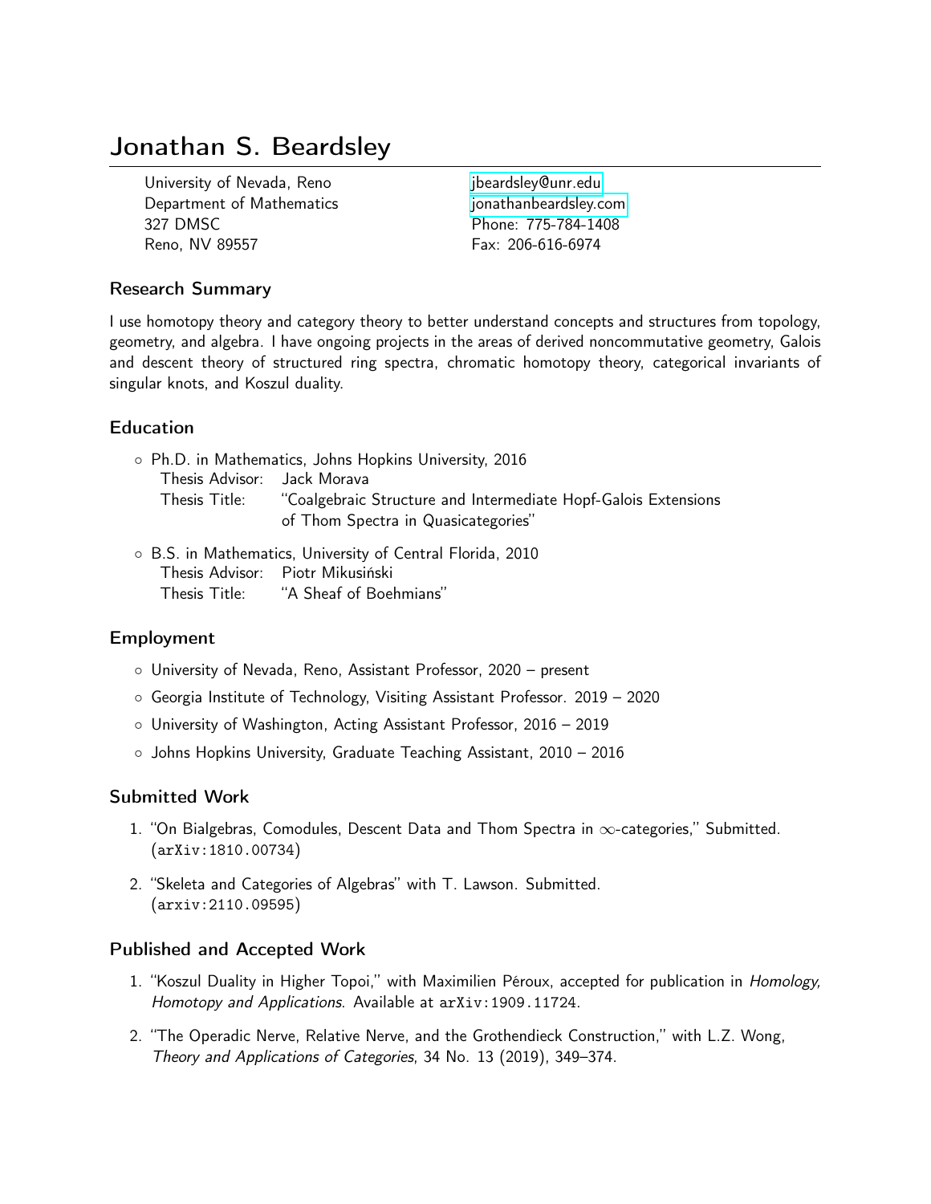# Jonathan S. Beardsley

University of Nevada, Reno
Department of Mathematics
327 DMSC
Reno, NV 89557

jbeardsley@unr.edu
jonathanbeardsley.com
Phone: 775-784-1408
Fax: 206-616-6974

## Research Summary

I use homotopy theory and category theory to better understand concepts and structures from topology, geometry, and algebra. I have ongoing projects in the areas of derived noncommutative geometry, Galois and descent theory of structured ring spectra, chromatic homotopy theory, categorical invariants of singular knots, and Koszul duality.

## Education

- Ph.D. in Mathematics, Johns Hopkins University, 2016
  Thesis Advisor: Jack Morava
  Thesis Title: "Coalgebraic Structure and Intermediate Hopf-Galois Extensions of Thom Spectra in Quasicategories"
- B.S. in Mathematics, University of Central Florida, 2010
  Thesis Advisor: Piotr Mikusiński
  Thesis Title: "A Sheaf of Boehmians"

## Employment

- University of Nevada, Reno, Assistant Professor, 2020 – present
- Georgia Institute of Technology, Visiting Assistant Professor. 2019 – 2020
- University of Washington, Acting Assistant Professor, 2016 – 2019
- Johns Hopkins University, Graduate Teaching Assistant, 2010 – 2016

## Submitted Work

1. "On Bialgebras, Comodules, Descent Data and Thom Spectra in $\infty$-categories," Submitted. (`arXiv:1810.00734`)
2. "Skeleta and Categories of Algebras" with T. Lawson. Submitted. (`arxiv:2110.09595`)

## Published and Accepted Work

1. "Koszul Duality in Higher Topoi," with Maximilien Péroux, accepted for publication in *Homology, Homotopy and Applications*. Available at `arXiv:1909.11724`.
2. "The Operadic Nerve, Relative Nerve, and the Grothendieck Construction," with L.Z. Wong, *Theory and Applications of Categories*, 34 No. 13 (2019), 349–374.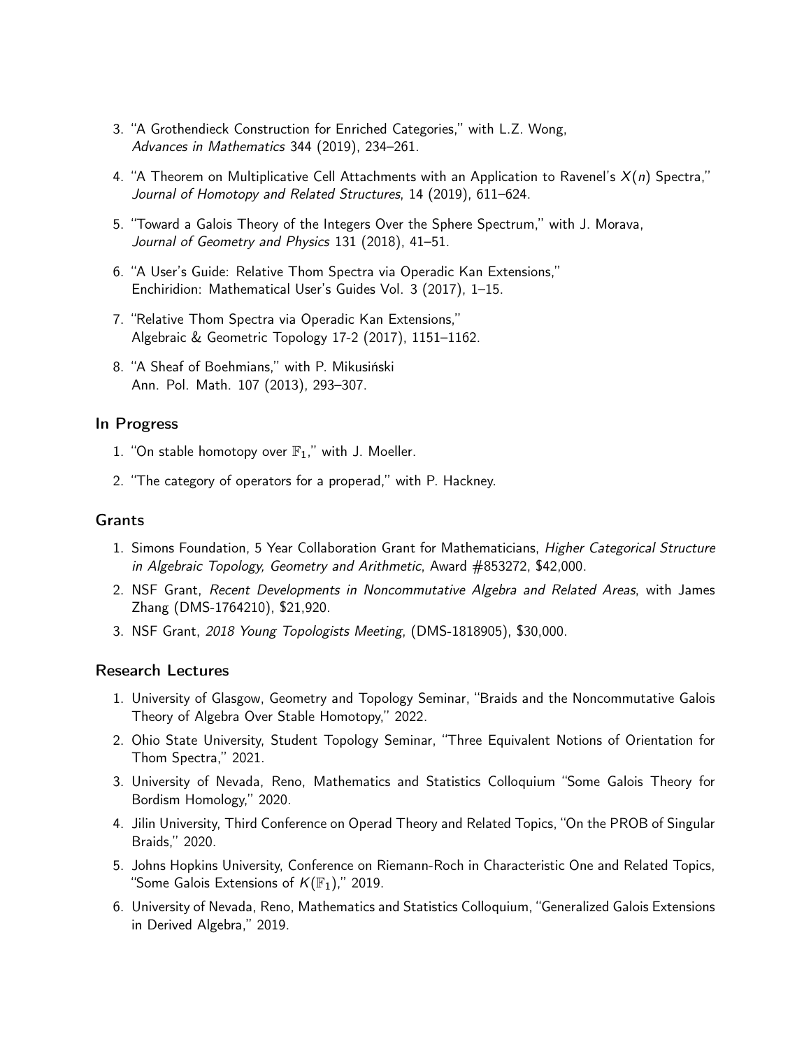3. "A Grothendieck Construction for Enriched Categories," with L.Z. Wong, *Advances in Mathematics* 344 (2019), 234–261.
4. "A Theorem on Multiplicative Cell Attachments with an Application to Ravenel's $X(n)$ Spectra," *Journal of Homotopy and Related Structures*, 14 (2019), 611–624.
5. "Toward a Galois Theory of the Integers Over the Sphere Spectrum," with J. Morava, *Journal of Geometry and Physics* 131 (2018), 41–51.
6. "A User's Guide: Relative Thom Spectra via Operadic Kan Extensions," Enchiridion: Mathematical User's Guides Vol. 3 (2017), 1–15.
7. "Relative Thom Spectra via Operadic Kan Extensions," Algebraic & Geometric Topology 17-2 (2017), 1151–1162.
8. "A Sheaf of Boehmians," with P. Mikusiński Ann. Pol. Math. 107 (2013), 293–307.

## In Progress

1. "On stable homotopy over $\mathbb{F}_1$," with J. Moeller.
2. "The category of operators for a properad," with P. Hackney.

## Grants

1. Simons Foundation, 5 Year Collaboration Grant for Mathematicians, *Higher Categorical Structure in Algebraic Topology, Geometry and Arithmetic*, Award #853272, $42,000.
2. NSF Grant, *Recent Developments in Noncommutative Algebra and Related Areas*, with James Zhang (DMS-1764210), $21,920.
3. NSF Grant, *2018 Young Topologists Meeting*, (DMS-1818905), $30,000.

## Research Lectures

1. University of Glasgow, Geometry and Topology Seminar, "Braids and the Noncommutative Galois Theory of Algebra Over Stable Homotopy," 2022.
2. Ohio State University, Student Topology Seminar, "Three Equivalent Notions of Orientation for Thom Spectra," 2021.
3. University of Nevada, Reno, Mathematics and Statistics Colloquium "Some Galois Theory for Bordism Homology," 2020.
4. Jilin University, Third Conference on Operad Theory and Related Topics, "On the PROB of Singular Braids," 2020.
5. Johns Hopkins University, Conference on Riemann-Roch in Characteristic One and Related Topics, "Some Galois Extensions of $K(\mathbb{F}_1)$," 2019.
6. University of Nevada, Reno, Mathematics and Statistics Colloquium, "Generalized Galois Extensions in Derived Algebra," 2019.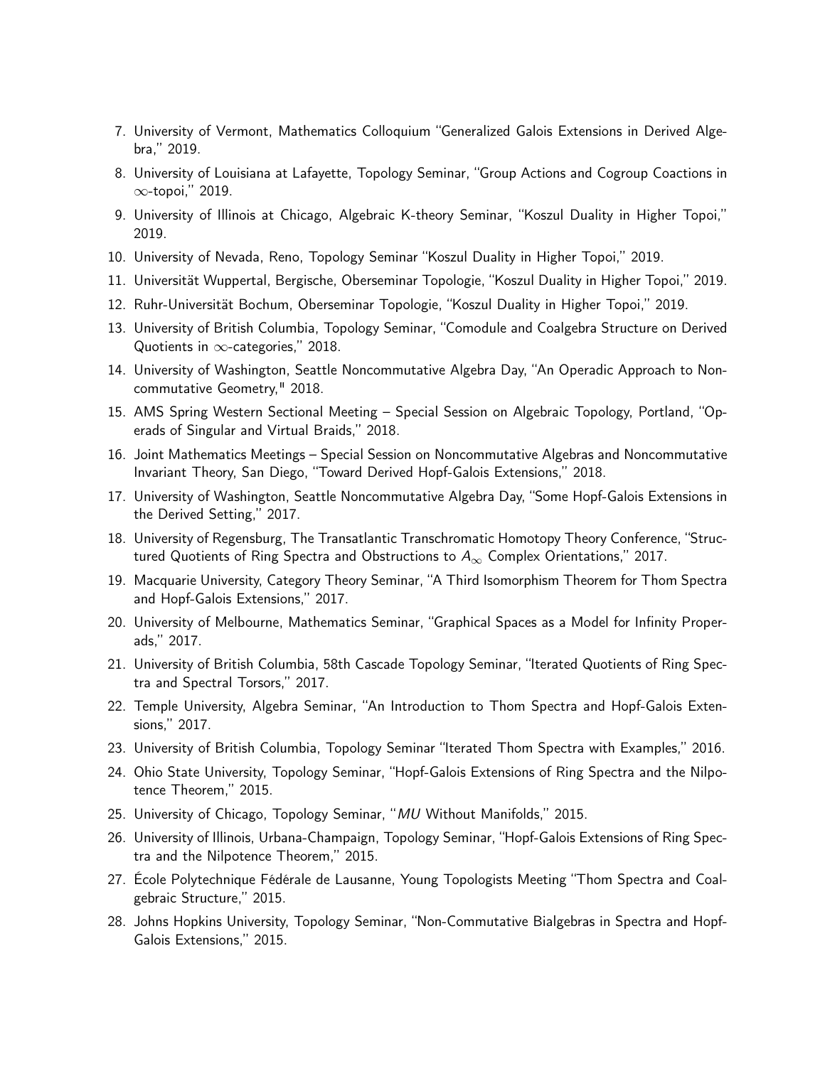7. University of Vermont, Mathematics Colloquium "Generalized Galois Extensions in Derived Algebra," 2019.
8. University of Louisiana at Lafayette, Topology Seminar, "Group Actions and Cogroup Coactions in $\infty$-topoi," 2019.
9. University of Illinois at Chicago, Algebraic K-theory Seminar, "Koszul Duality in Higher Topoi," 2019.
10. University of Nevada, Reno, Topology Seminar "Koszul Duality in Higher Topoi," 2019.
11. Universität Wuppertal, Bergische, Oberseminar Topologie, "Koszul Duality in Higher Topoi," 2019.
12. Ruhr-Universität Bochum, Oberseminar Topologie, "Koszul Duality in Higher Topoi," 2019.
13. University of British Columbia, Topology Seminar, "Comodule and Coalgebra Structure on Derived Quotients in $\infty$-categories," 2018.
14. University of Washington, Seattle Noncommutative Algebra Day, "An Operadic Approach to Noncommutative Geometry," 2018.
15. AMS Spring Western Sectional Meeting – Special Session on Algebraic Topology, Portland, "Operads of Singular and Virtual Braids," 2018.
16. Joint Mathematics Meetings – Special Session on Noncommutative Algebras and Noncommutative Invariant Theory, San Diego, "Toward Derived Hopf-Galois Extensions," 2018.
17. University of Washington, Seattle Noncommutative Algebra Day, "Some Hopf-Galois Extensions in the Derived Setting," 2017.
18. University of Regensburg, The Transatlantic Transchromatic Homotopy Theory Conference, "Structured Quotients of Ring Spectra and Obstructions to $A_\infty$ Complex Orientations," 2017.
19. Macquarie University, Category Theory Seminar, "A Third Isomorphism Theorem for Thom Spectra and Hopf-Galois Extensions," 2017.
20. University of Melbourne, Mathematics Seminar, "Graphical Spaces as a Model for Infinity Properads," 2017.
21. University of British Columbia, 58th Cascade Topology Seminar, "Iterated Quotients of Ring Spectra and Spectral Torsors," 2017.
22. Temple University, Algebra Seminar, "An Introduction to Thom Spectra and Hopf-Galois Extensions," 2017.
23. University of British Columbia, Topology Seminar "Iterated Thom Spectra with Examples," 2016.
24. Ohio State University, Topology Seminar, "Hopf-Galois Extensions of Ring Spectra and the Nilpotence Theorem," 2015.
25. University of Chicago, Topology Seminar, "*MU* Without Manifolds," 2015.
26. University of Illinois, Urbana-Champaign, Topology Seminar, "Hopf-Galois Extensions of Ring Spectra and the Nilpotence Theorem," 2015.
27. École Polytechnique Fédérale de Lausanne, Young Topologists Meeting "Thom Spectra and Coalgebraic Structure," 2015.
28. Johns Hopkins University, Topology Seminar, "Non-Commutative Bialgebras in Spectra and Hopf-Galois Extensions," 2015.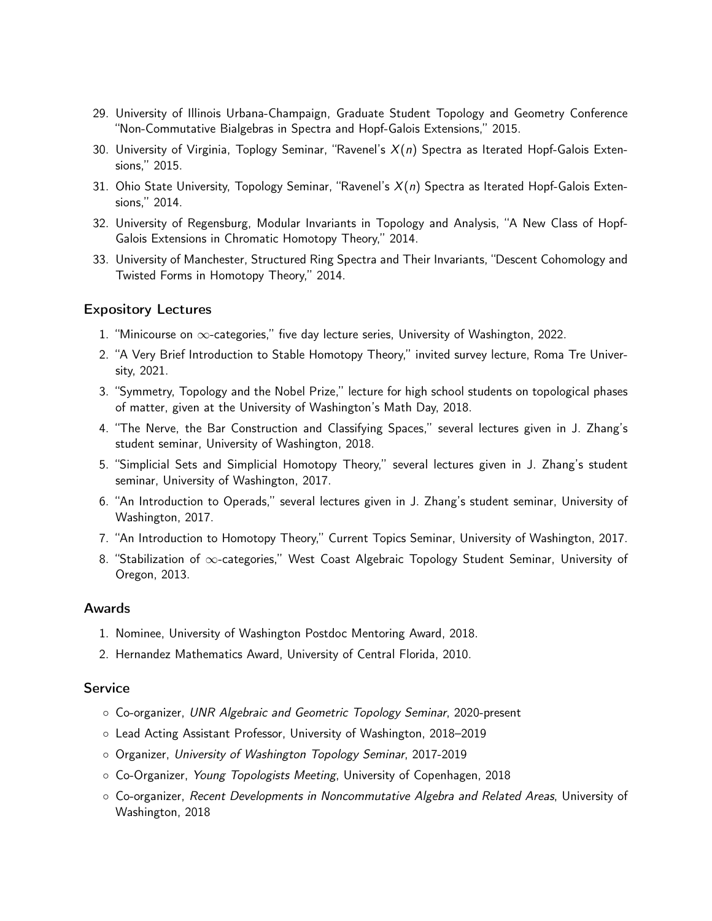29. University of Illinois Urbana-Champaign, Graduate Student Topology and Geometry Conference "Non-Commutative Bialgebras in Spectra and Hopf-Galois Extensions," 2015.
30. University of Virginia, Toplogy Seminar, "Ravenel's $X(n)$ Spectra as Iterated Hopf-Galois Extensions," 2015.
31. Ohio State University, Topology Seminar, "Ravenel's $X(n)$ Spectra as Iterated Hopf-Galois Extensions," 2014.
32. University of Regensburg, Modular Invariants in Topology and Analysis, "A New Class of Hopf-Galois Extensions in Chromatic Homotopy Theory," 2014.
33. University of Manchester, Structured Ring Spectra and Their Invariants, "Descent Cohomology and Twisted Forms in Homotopy Theory," 2014.

## Expository Lectures

1. "Minicourse on $\infty$-categories," five day lecture series, University of Washington, 2022.
2. "A Very Brief Introduction to Stable Homotopy Theory," invited survey lecture, Roma Tre University, 2021.
3. "Symmetry, Topology and the Nobel Prize," lecture for high school students on topological phases of matter, given at the University of Washington's Math Day, 2018.
4. "The Nerve, the Bar Construction and Classifying Spaces," several lectures given in J. Zhang's student seminar, University of Washington, 2018.
5. "Simplicial Sets and Simplicial Homotopy Theory," several lectures given in J. Zhang's student seminar, University of Washington, 2017.
6. "An Introduction to Operads," several lectures given in J. Zhang's student seminar, University of Washington, 2017.
7. "An Introduction to Homotopy Theory," Current Topics Seminar, University of Washington, 2017.
8. "Stabilization of $\infty$-categories," West Coast Algebraic Topology Student Seminar, University of Oregon, 2013.

## Awards

1. Nominee, University of Washington Postdoc Mentoring Award, 2018.
2. Hernandez Mathematics Award, University of Central Florida, 2010.

## Service

- Co-organizer, *UNR Algebraic and Geometric Topology Seminar*, 2020-present
- Lead Acting Assistant Professor, University of Washington, 2018–2019
- Organizer, *University of Washington Topology Seminar*, 2017-2019
- Co-Organizer, *Young Topologists Meeting*, University of Copenhagen, 2018
- Co-organizer, *Recent Developments in Noncommutative Algebra and Related Areas*, University of Washington, 2018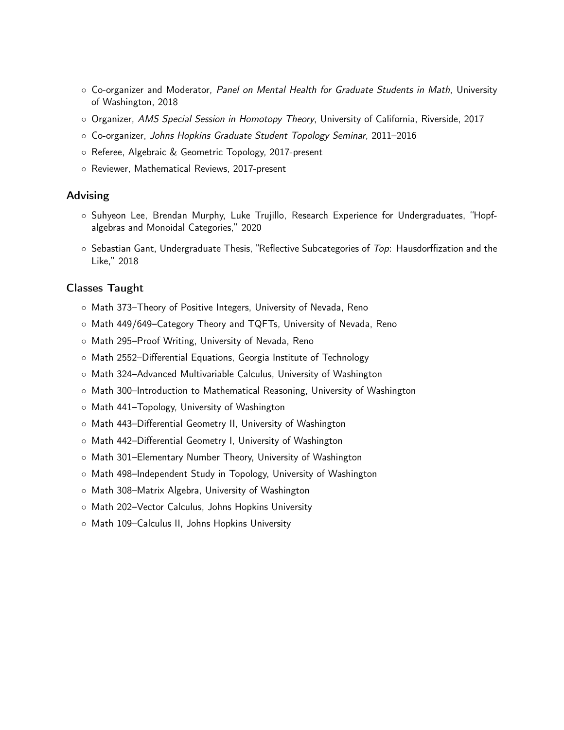- Co-organizer and Moderator, *Panel on Mental Health for Graduate Students in Math*, University of Washington, 2018
- Organizer, *AMS Special Session in Homotopy Theory*, University of California, Riverside, 2017
- Co-organizer, *Johns Hopkins Graduate Student Topology Seminar*, 2011–2016
- Referee, Algebraic & Geometric Topology, 2017-present
- Reviewer, Mathematical Reviews, 2017-present

## Advising

- Suhyeon Lee, Brendan Murphy, Luke Trujillo, Research Experience for Undergraduates, "Hopf-algebras and Monoidal Categories," 2020
- Sebastian Gant, Undergraduate Thesis, "Reflective Subcategories of *Top*: Hausdorffization and the Like," 2018

## Classes Taught

- Math 373–Theory of Positive Integers, University of Nevada, Reno
- Math 449/649–Category Theory and TQFTs, University of Nevada, Reno
- Math 295–Proof Writing, University of Nevada, Reno
- Math 2552–Differential Equations, Georgia Institute of Technology
- Math 324–Advanced Multivariable Calculus, University of Washington
- Math 300–Introduction to Mathematical Reasoning, University of Washington
- Math 441–Topology, University of Washington
- Math 443–Differential Geometry II, University of Washington
- Math 442–Differential Geometry I, University of Washington
- Math 301–Elementary Number Theory, University of Washington
- Math 498–Independent Study in Topology, University of Washington
- Math 308–Matrix Algebra, University of Washington
- Math 202–Vector Calculus, Johns Hopkins University
- Math 109–Calculus II, Johns Hopkins University